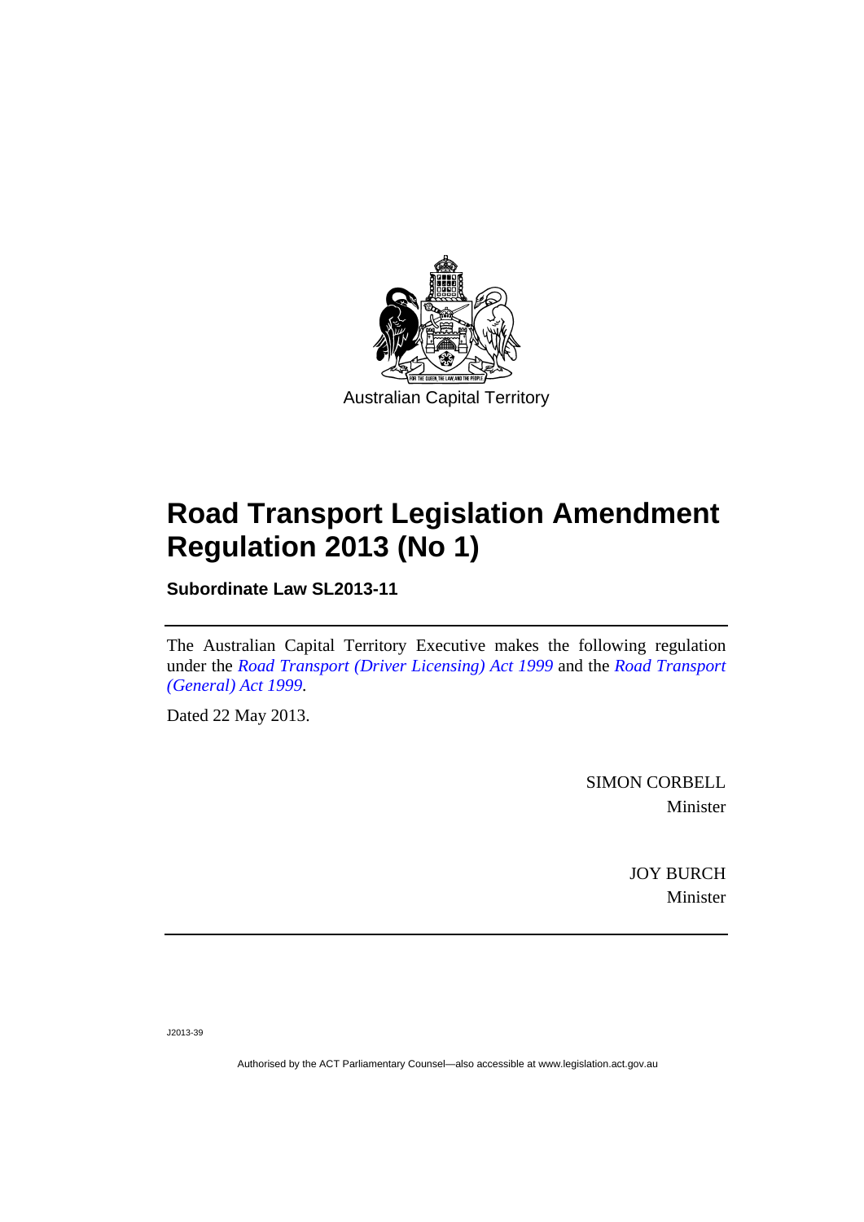Australian Capital Territory

# Road Transport Legislation Amendment Regulation 2013 (No 1)

**Subordinate Law SL2013-11**

The Australian Capital Territory Executive makes the following regulation under the *Road Transport (Driver Licensing) Act 1999* and the *Road Transport (General) Act 1999*.

Dated 22 May 2013.

SIMON CORBELL
Minister

JOY BURCH
Minister

J2013-39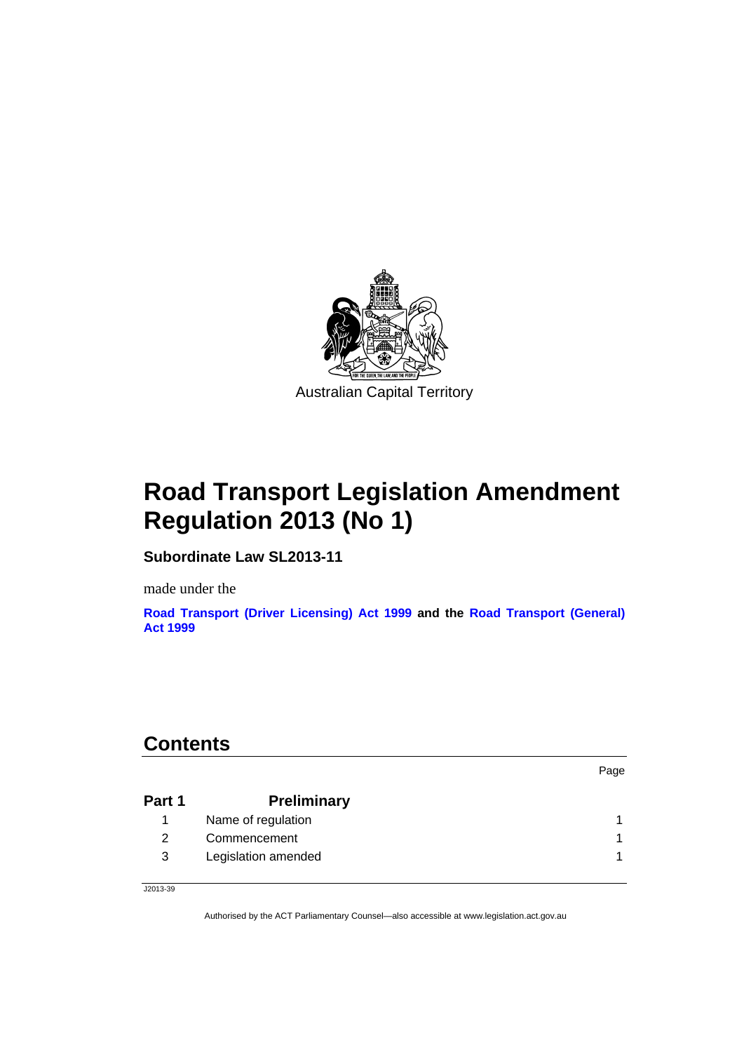Australian Capital Territory

# Road Transport Legislation Amendment Regulation 2013 (No 1)

**Subordinate Law SL2013-11**

made under the

**Road Transport (Driver Licensing) Act 1999 and the Road Transport (General) Act 1999**

## Contents

| | | Page |
|---|---|---|
| **Part 1** | **Preliminary** | |
| 1 | Name of regulation | 1 |
| 2 | Commencement | 1 |
| 3 | Legislation amended | 1 |

J2013-39

Authorised by the ACT Parliamentary Counsel—also accessible at www.legislation.act.gov.au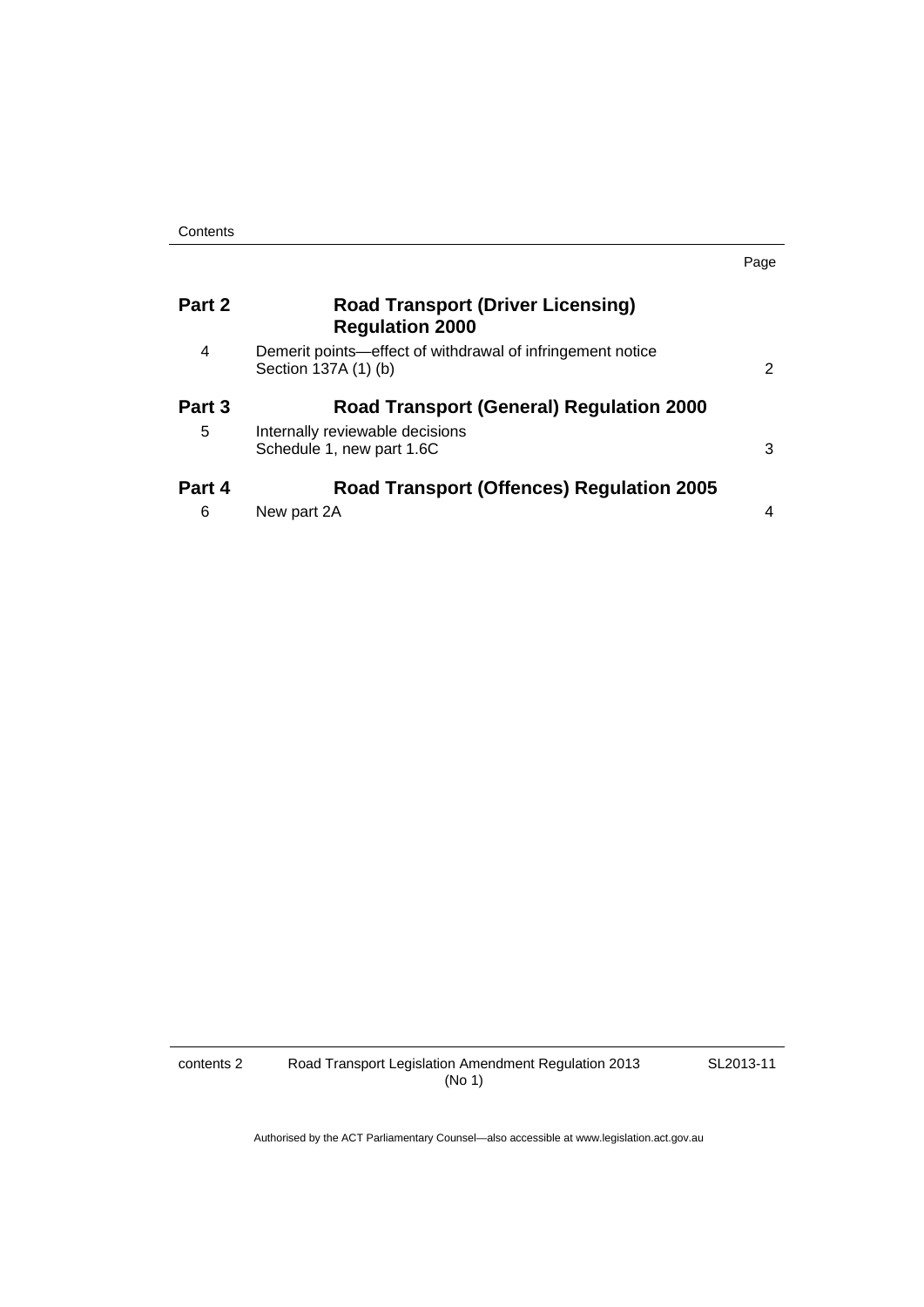| | | Page |
|---|---|---|
| **Part 2** | **Road Transport (Driver Licensing) Regulation 2000** | |
| 4 | Demerit points—effect of withdrawal of infringement notice Section 137A (1) (b) | 2 |
| **Part 3** | **Road Transport (General) Regulation 2000** | |
| 5 | Internally reviewable decisions Schedule 1, new part 1.6C | 3 |
| **Part 4** | **Road Transport (Offences) Regulation 2005** | |
| 6 | New part 2A | 4 |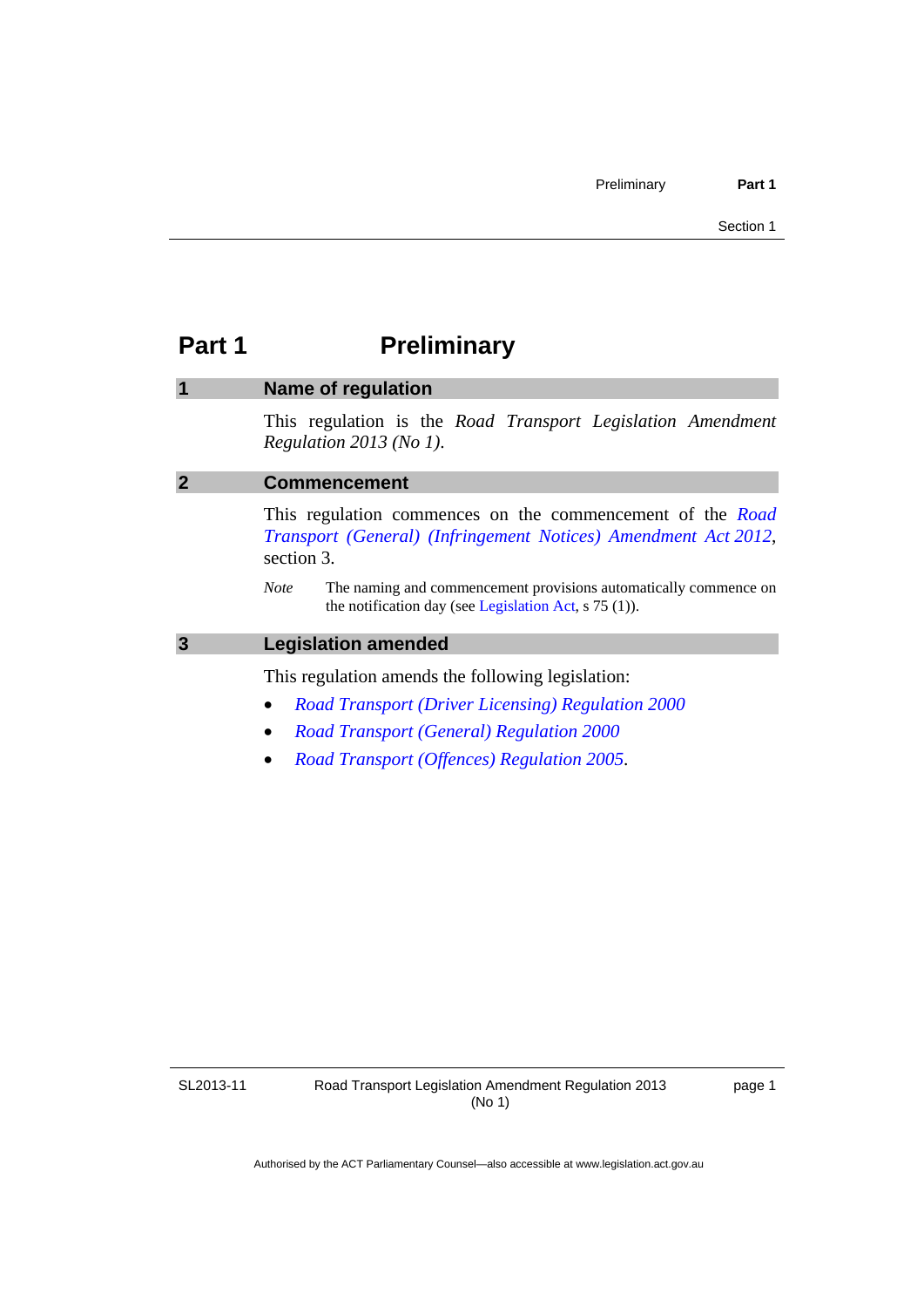# Part 1 Preliminary

## 1 Name of regulation

This regulation is the *Road Transport Legislation Amendment Regulation 2013 (No 1)*.

## 2 Commencement

This regulation commences on the commencement of the *Road Transport (General) (Infringement Notices) Amendment Act 2012*, section 3.

*Note* The naming and commencement provisions automatically commence on the notification day (see Legislation Act, s 75 (1)).

## 3 Legislation amended

This regulation amends the following legislation:

- *Road Transport (Driver Licensing) Regulation 2000*
- *Road Transport (General) Regulation 2000*
- *Road Transport (Offences) Regulation 2005*.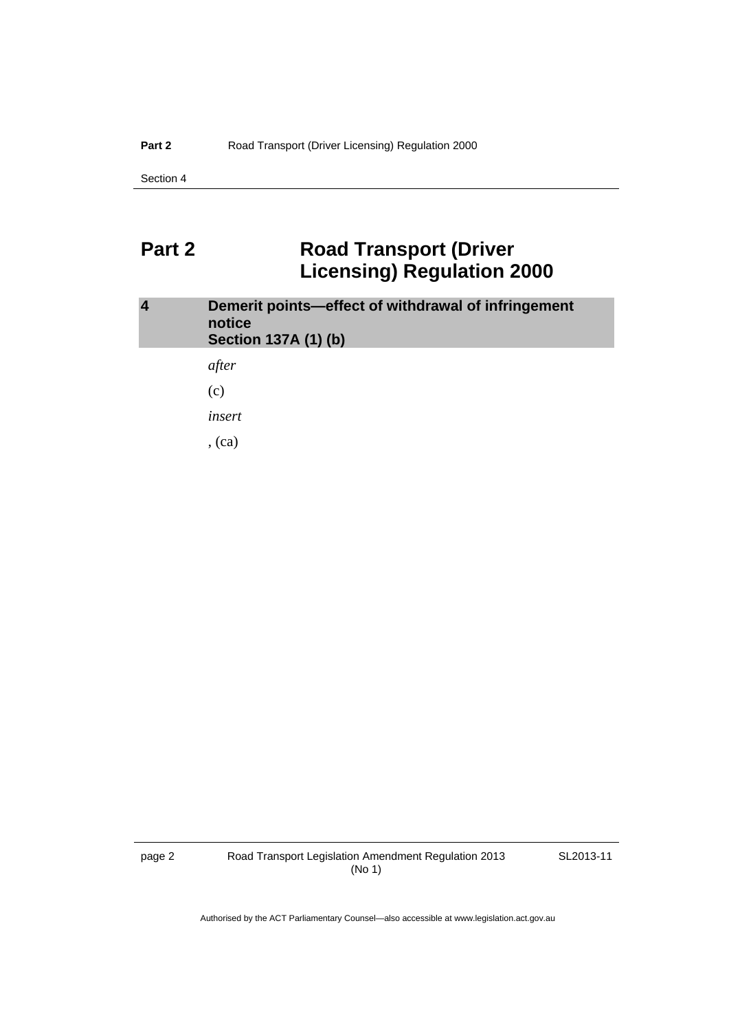# Part 2 Road Transport (Driver Licensing) Regulation 2000

## 4 Demerit points—effect of withdrawal of infringement notice Section 137A (1) (b)

*after*

(c)

*insert*

, (ca)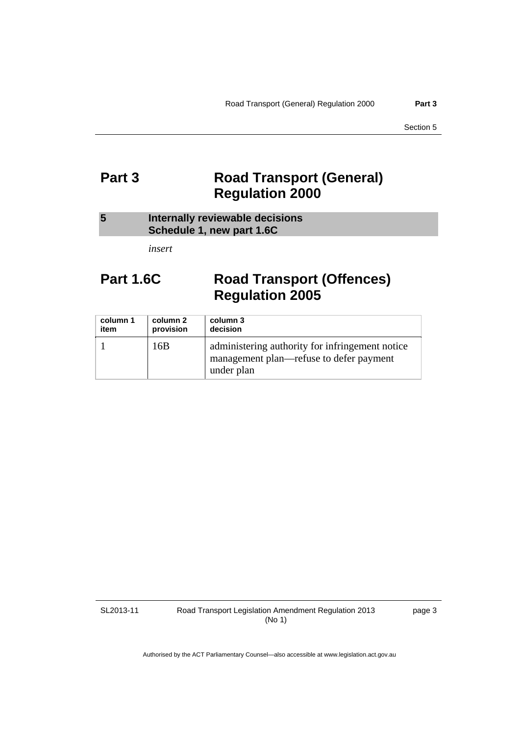# Part 3 Road Transport (General) Regulation 2000

## 5 Internally reviewable decisions Schedule 1, new part 1.6C

*insert*

# Part 1.6C Road Transport (Offences) Regulation 2005

| column 1 item | column 2 provision | column 3 decision |
|---|---|---|
| 1 | 16B | administering authority for infringement notice management plan—refuse to defer payment under plan |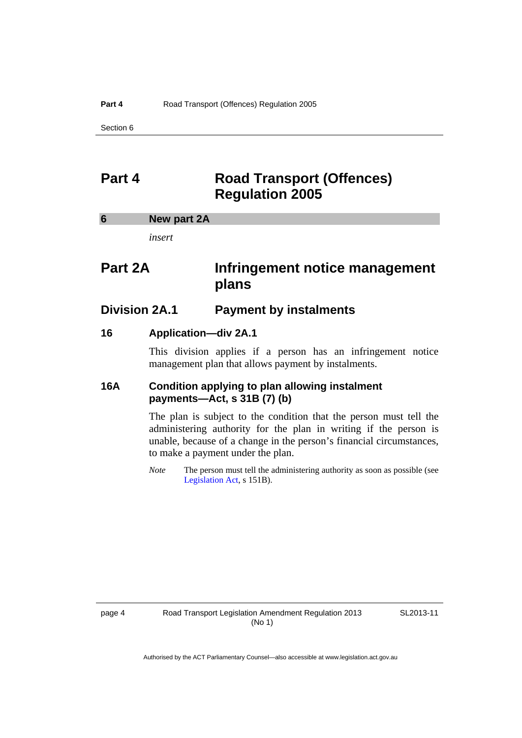# Part 4 Road Transport (Offences) Regulation 2005

## 6 New part 2A

*insert*

# Part 2A Infringement notice management plans

## Division 2A.1 Payment by instalments

### 16 Application—div 2A.1

This division applies if a person has an infringement notice management plan that allows payment by instalments.

### 16A Condition applying to plan allowing instalment payments—Act, s 31B (7) (b)

The plan is subject to the condition that the person must tell the administering authority for the plan in writing if the person is unable, because of a change in the person's financial circumstances, to make a payment under the plan.

*Note* The person must tell the administering authority as soon as possible (see Legislation Act, s 151B).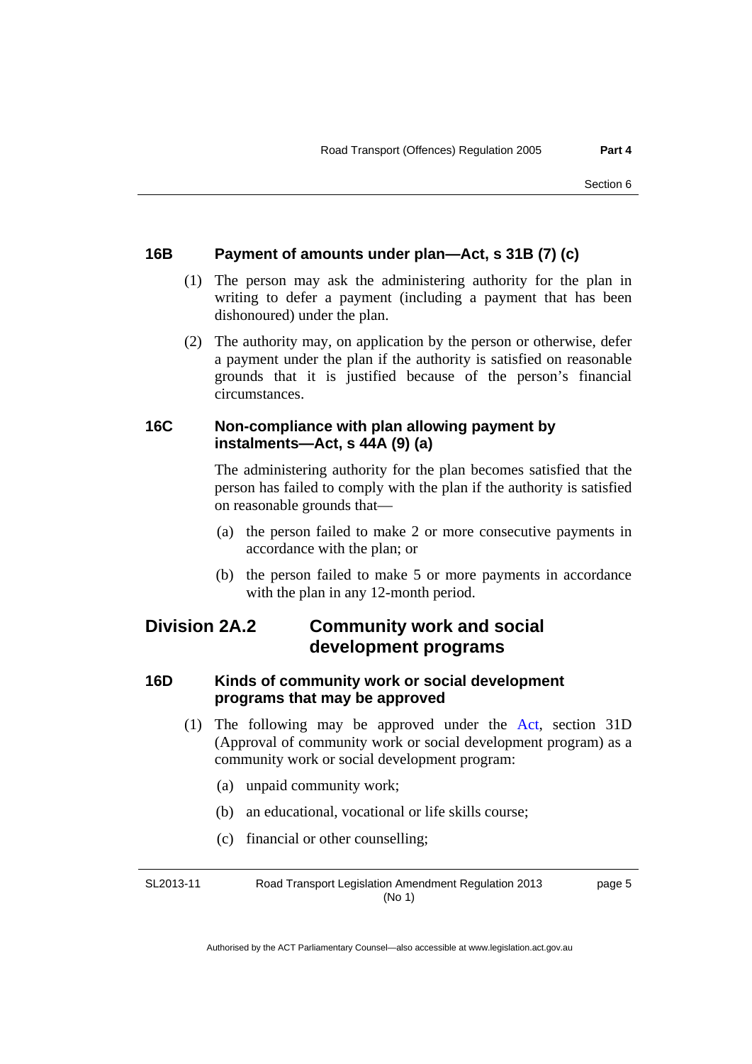### 16B Payment of amounts under plan—Act, s 31B (7) (c)

(1) The person may ask the administering authority for the plan in writing to defer a payment (including a payment that has been dishonoured) under the plan.

(2) The authority may, on application by the person or otherwise, defer a payment under the plan if the authority is satisfied on reasonable grounds that it is justified because of the person's financial circumstances.

### 16C Non-compliance with plan allowing payment by instalments—Act, s 44A (9) (a)

The administering authority for the plan becomes satisfied that the person has failed to comply with the plan if the authority is satisfied on reasonable grounds that—

(a) the person failed to make 2 or more consecutive payments in accordance with the plan; or

(b) the person failed to make 5 or more payments in accordance with the plan in any 12-month period.

## Division 2A.2 Community work and social development programs

### 16D Kinds of community work or social development programs that may be approved

(1) The following may be approved under the Act, section 31D (Approval of community work or social development program) as a community work or social development program:

(a) unpaid community work;

(b) an educational, vocational or life skills course;

(c) financial or other counselling;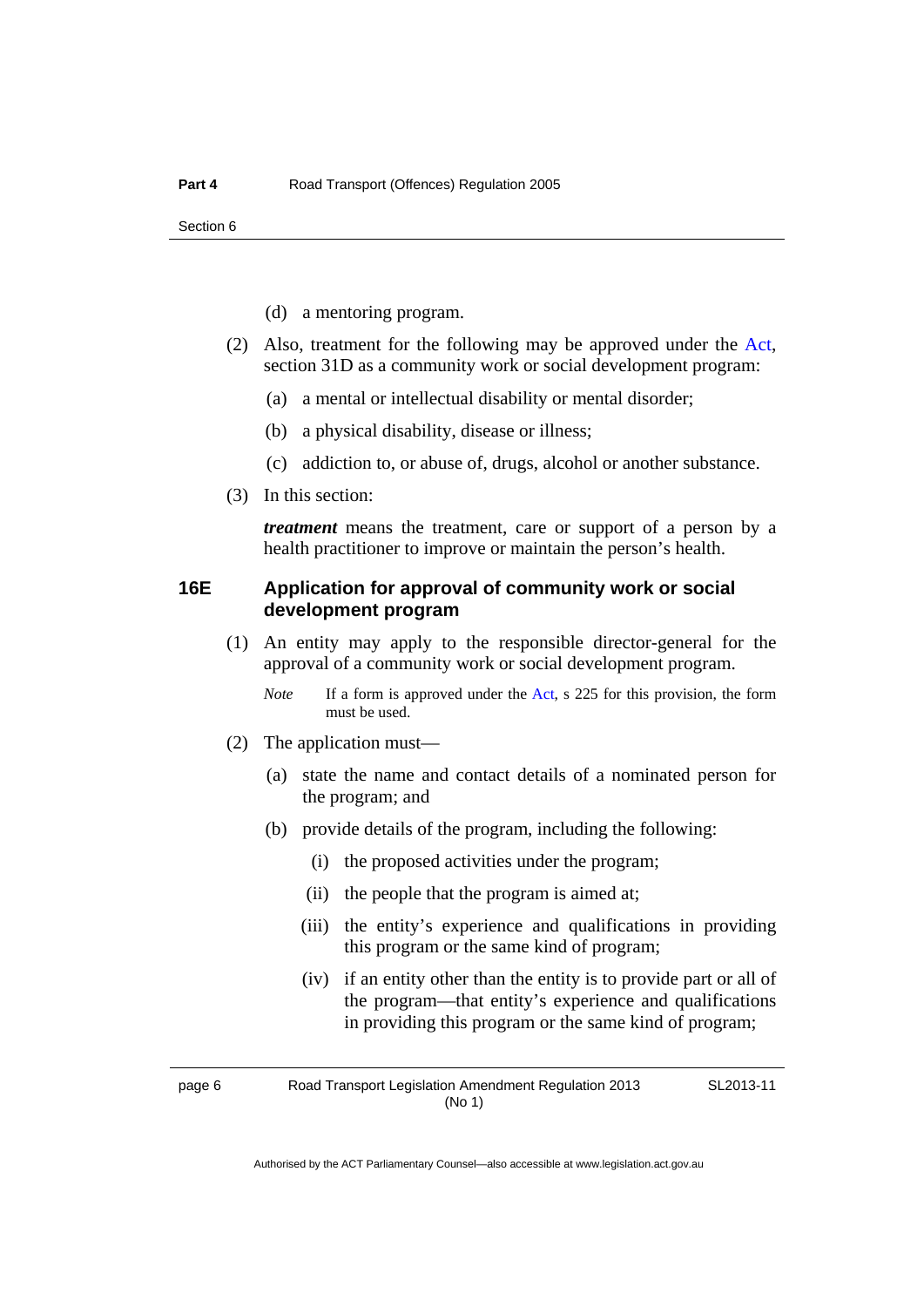(d) a mentoring program.

(2) Also, treatment for the following may be approved under the Act, section 31D as a community work or social development program:

(a) a mental or intellectual disability or mental disorder;

(b) a physical disability, disease or illness;

(c) addiction to, or abuse of, drugs, alcohol or another substance.

(3) In this section:

***treatment*** means the treatment, care or support of a person by a health practitioner to improve or maintain the person's health.

## 16E Application for approval of community work or social development program

(1) An entity may apply to the responsible director-general for the approval of a community work or social development program.

*Note* If a form is approved under the Act, s 225 for this provision, the form must be used.

(2) The application must—

(a) state the name and contact details of a nominated person for the program; and

(b) provide details of the program, including the following:

(i) the proposed activities under the program;

(ii) the people that the program is aimed at;

(iii) the entity's experience and qualifications in providing this program or the same kind of program;

(iv) if an entity other than the entity is to provide part or all of the program—that entity's experience and qualifications in providing this program or the same kind of program;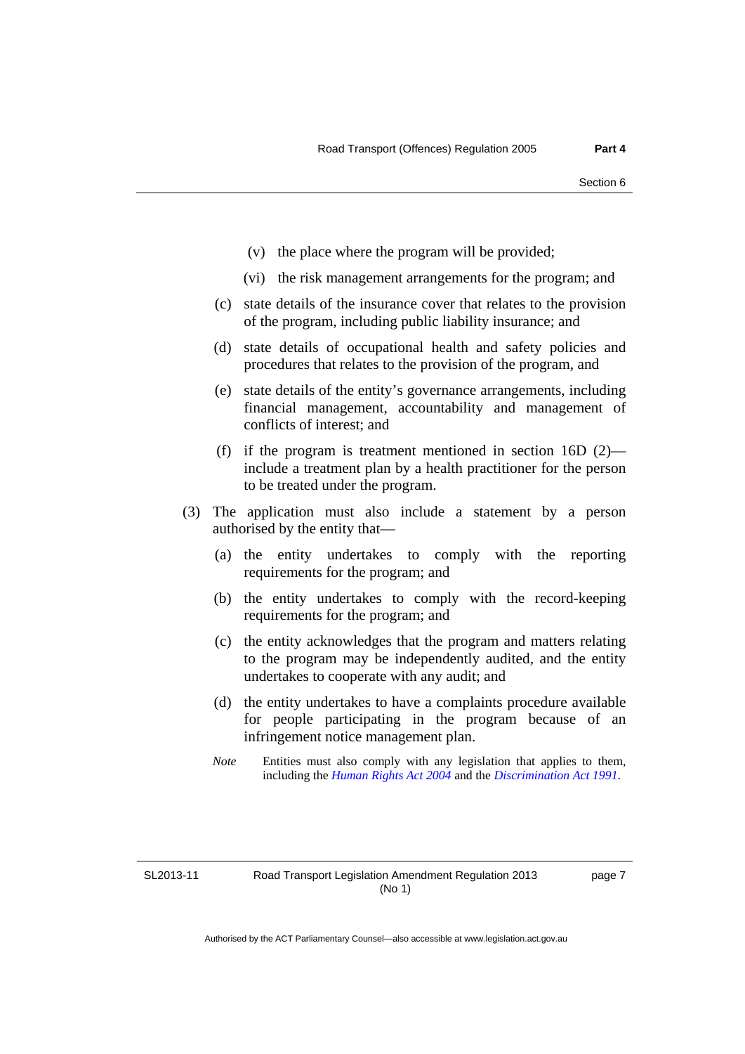(v) the place where the program will be provided;

(vi) the risk management arrangements for the program; and

(c) state details of the insurance cover that relates to the provision of the program, including public liability insurance; and

(d) state details of occupational health and safety policies and procedures that relates to the provision of the program, and

(e) state details of the entity's governance arrangements, including financial management, accountability and management of conflicts of interest; and

(f) if the program is treatment mentioned in section 16D (2)—include a treatment plan by a health practitioner for the person to be treated under the program.

(3) The application must also include a statement by a person authorised by the entity that—

(a) the entity undertakes to comply with the reporting requirements for the program; and

(b) the entity undertakes to comply with the record-keeping requirements for the program; and

(c) the entity acknowledges that the program and matters relating to the program may be independently audited, and the entity undertakes to cooperate with any audit; and

(d) the entity undertakes to have a complaints procedure available for people participating in the program because of an infringement notice management plan.

*Note* Entities must also comply with any legislation that applies to them, including the *Human Rights Act 2004* and the *Discrimination Act 1991*.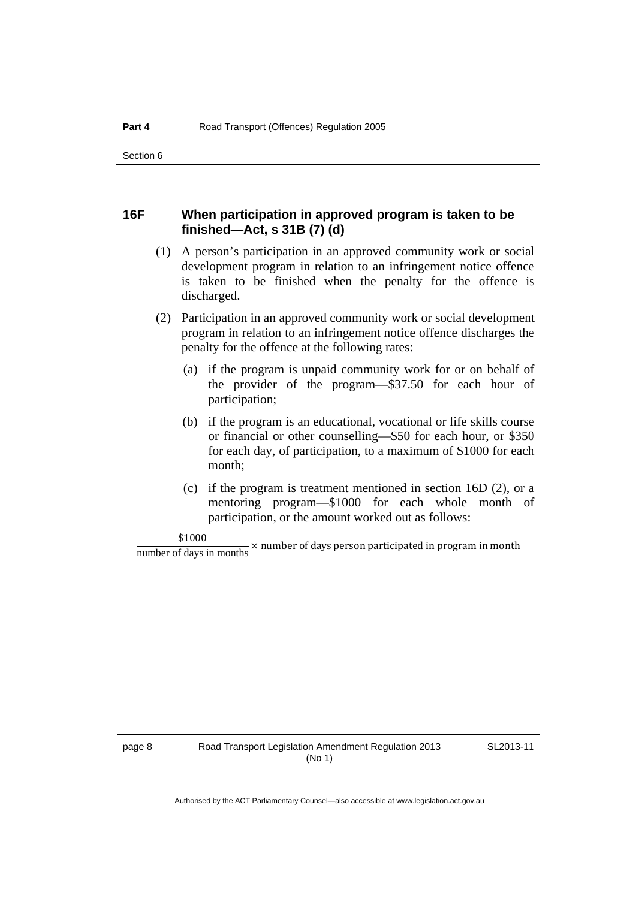### 16F When participation in approved program is taken to be finished—Act, s 31B (7) (d)

(1) A person's participation in an approved community work or social development program in relation to an infringement notice offence is taken to be finished when the penalty for the offence is discharged.

(2) Participation in an approved community work or social development program in relation to an infringement notice offence discharges the penalty for the offence at the following rates:

(a) if the program is unpaid community work for or on behalf of the provider of the program—\$37.50 for each hour of participation;

(b) if the program is an educational, vocational or life skills course or financial or other counselling—\$50 for each hour, or \$350 for each day, of participation, to a maximum of \$1000 for each month;

(c) if the program is treatment mentioned in section 16D (2), or a mentoring program—\$1000 for each whole month of participation, or the amount worked out as follows:

$$\frac{\$1000}{\text{number of days in months}} \times \text{number of days person participated in program in month}$$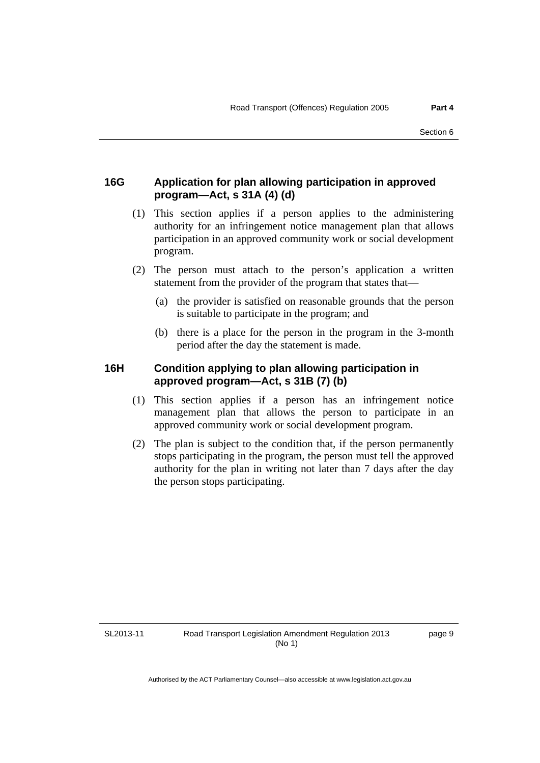### 16G Application for plan allowing participation in approved program—Act, s 31A (4) (d)

(1) This section applies if a person applies to the administering authority for an infringement notice management plan that allows participation in an approved community work or social development program.

(2) The person must attach to the person's application a written statement from the provider of the program that states that—

(a) the provider is satisfied on reasonable grounds that the person is suitable to participate in the program; and

(b) there is a place for the person in the program in the 3-month period after the day the statement is made.

### 16H Condition applying to plan allowing participation in approved program—Act, s 31B (7) (b)

(1) This section applies if a person has an infringement notice management plan that allows the person to participate in an approved community work or social development program.

(2) The plan is subject to the condition that, if the person permanently stops participating in the program, the person must tell the approved authority for the plan in writing not later than 7 days after the day the person stops participating.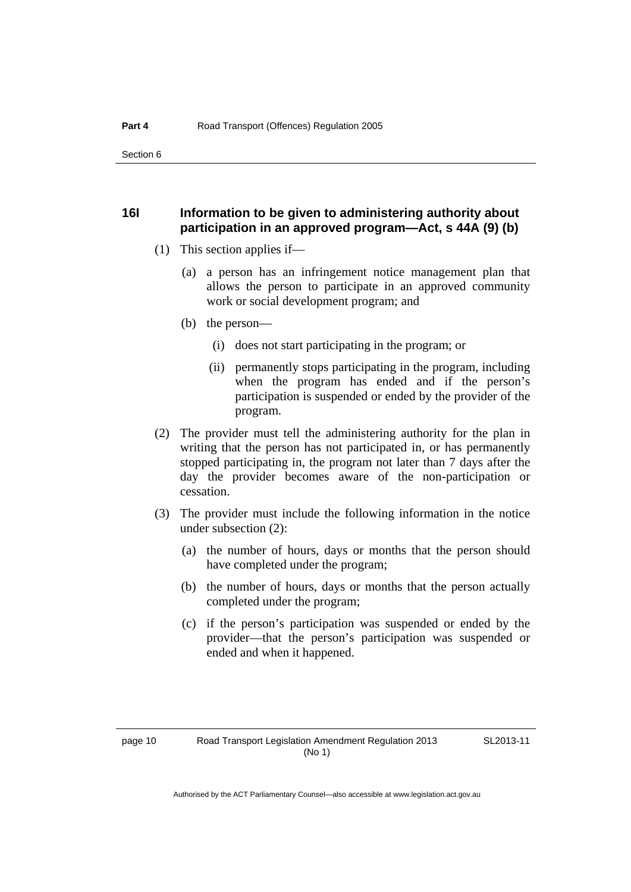### 16I Information to be given to administering authority about participation in an approved program—Act, s 44A (9) (b)

(1) This section applies if—

(a) a person has an infringement notice management plan that allows the person to participate in an approved community work or social development program; and

(b) the person—

(i) does not start participating in the program; or

(ii) permanently stops participating in the program, including when the program has ended and if the person's participation is suspended or ended by the provider of the program.

(2) The provider must tell the administering authority for the plan in writing that the person has not participated in, or has permanently stopped participating in, the program not later than 7 days after the day the provider becomes aware of the non-participation or cessation.

(3) The provider must include the following information in the notice under subsection (2):

(a) the number of hours, days or months that the person should have completed under the program;

(b) the number of hours, days or months that the person actually completed under the program;

(c) if the person's participation was suspended or ended by the provider—that the person's participation was suspended or ended and when it happened.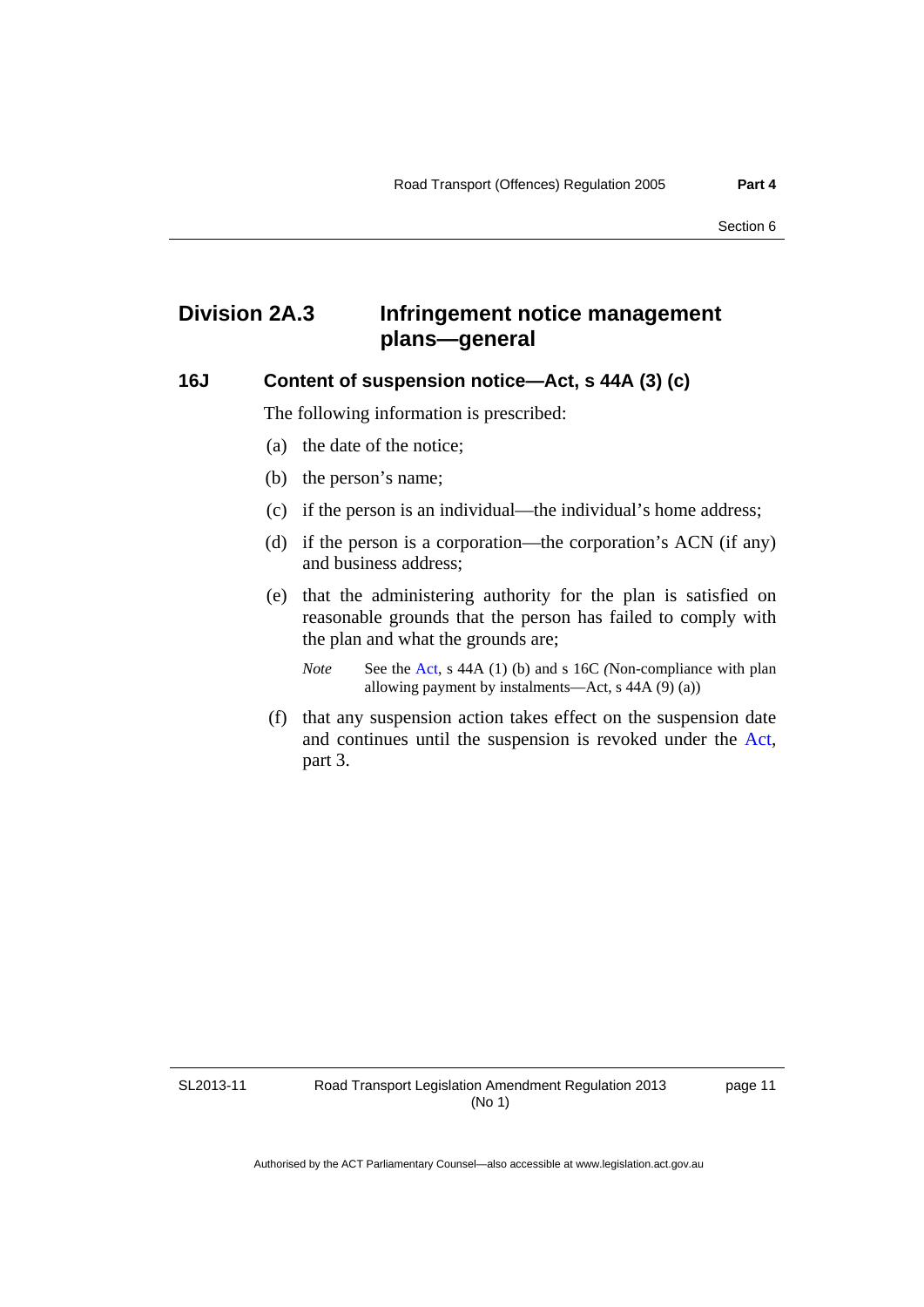## Division 2A.3 Infringement notice management plans—general

### 16J Content of suspension notice—Act, s 44A (3) (c)

The following information is prescribed:

(a) the date of the notice;

(b) the person's name;

(c) if the person is an individual—the individual's home address;

(d) if the person is a corporation—the corporation's ACN (if any) and business address;

(e) that the administering authority for the plan is satisfied on reasonable grounds that the person has failed to comply with the plan and what the grounds are;

*Note* See the Act, s 44A (1) (b) and s 16C *(*Non-compliance with plan allowing payment by instalments—Act, s 44A (9) (a))

(f) that any suspension action takes effect on the suspension date and continues until the suspension is revoked under the Act, part 3.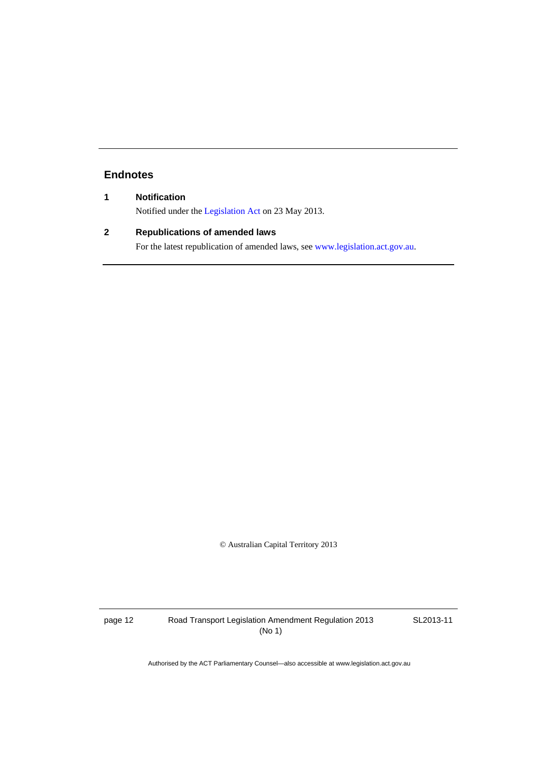## Endnotes

### 1 Notification

Notified under the Legislation Act on 23 May 2013.

### 2 Republications of amended laws

For the latest republication of amended laws, see www.legislation.act.gov.au.

© Australian Capital Territory 2013